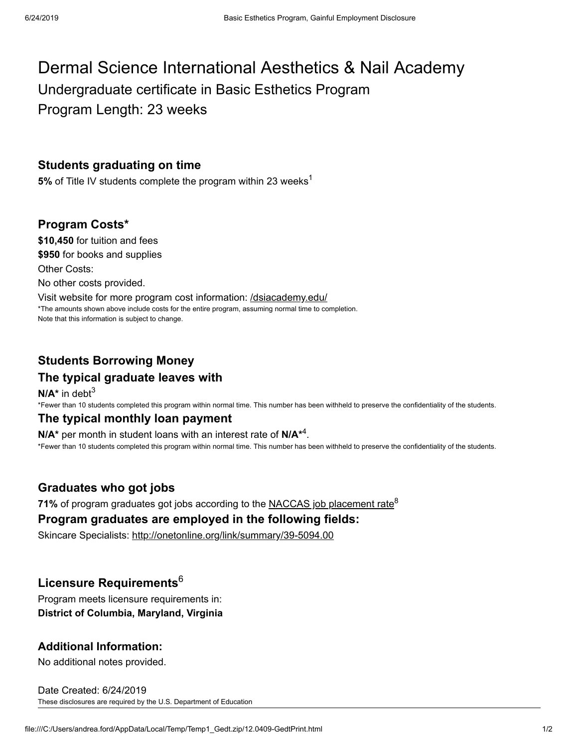# Dermal Science International Aesthetics & Nail Academy

## Undergraduate certificate in Basic Esthetics Program

## Program Length: 23 weeks

### Students graduating on time

**5%** of Title IV students complete the program within 23 weeks[1]

### Program Costs*

**$10,450** for tuition and fees

**$950** for books and supplies

Other Costs:

No other costs provided.

Visit website for more program cost information: /dsiacademy.edu/

*The amounts shown above include costs for the entire program, assuming normal time to completion.
Note that this information is subject to change.

### Students Borrowing Money

### The typical graduate leaves with

**N/A*** in debt[3]

*Fewer than 10 students completed this program within normal time. This number has been withheld to preserve the confidentiality of the students.

### The typical monthly loan payment

**N/A*** per month in student loans with an interest rate of **N/A***[4].

*Fewer than 10 students completed this program within normal time. This number has been withheld to preserve the confidentiality of the students.

### Graduates who got jobs

**71%** of program graduates got jobs according to the NACCAS job placement rate[8]

### Program graduates are employed in the following fields:

Skincare Specialists: http://onetonline.org/link/summary/39-5094.00

### Licensure Requirements[6]

Program meets licensure requirements in:

**District of Columbia, Maryland, Virginia**

### Additional Information:

No additional notes provided.

Date Created: 6/24/2019

These disclosures are required by the U.S. Department of Education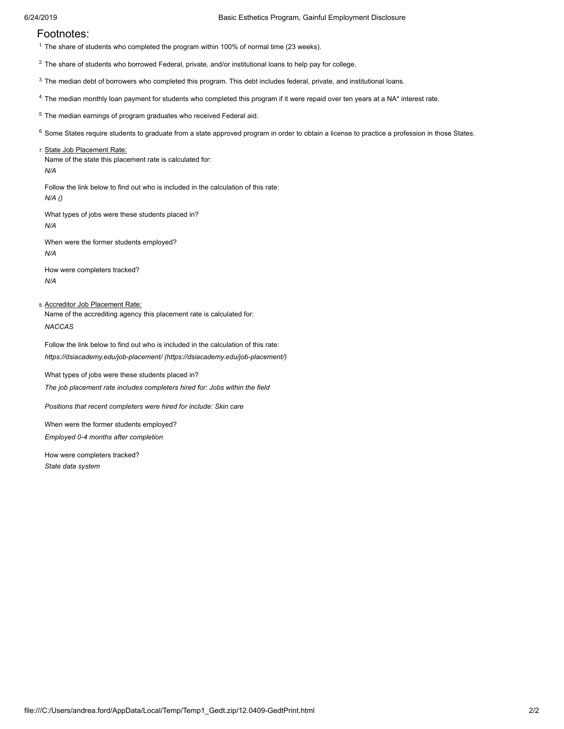## Footnotes:

1. The share of students who completed the program within 100% of normal time (23 weeks).

2. The share of students who borrowed Federal, private, and/or institutional loans to help pay for college.

3. The median debt of borrowers who completed this program. This debt includes federal, private, and institutional loans.

4. The median monthly loan payment for students who completed this program if it were repaid over ten years at a NA* interest rate.

5. The median earnings of program graduates who received Federal aid.

6. Some States require students to graduate from a state approved program in order to obtain a license to practice a profession in those States.

7. State Job Placement Rate:

   Name of the state this placement rate is calculated for:

   *N/A*

   Follow the link below to find out who is included in the calculation of this rate:

   *N/A ()*

   What types of jobs were these students placed in?

   *N/A*

   When were the former students employed?

   *N/A*

   How were completers tracked?

   *N/A*

8. Accreditor Job Placement Rate:

   Name of the accrediting agency this placement rate is calculated for:

   *NACCAS*

   Follow the link below to find out who is included in the calculation of this rate:

   *https://dsiacademy.edu/job-placement/ (https://dsiacademy.edu/job-placement/)*

   What types of jobs were these students placed in?

   *The job placement rate includes completers hired for: Jobs within the field*

   *Positions that recent completers were hired for include: Skin care*

   When were the former students employed?

   *Employed 0-4 months after completion*

   How were completers tracked?

   *State data system*